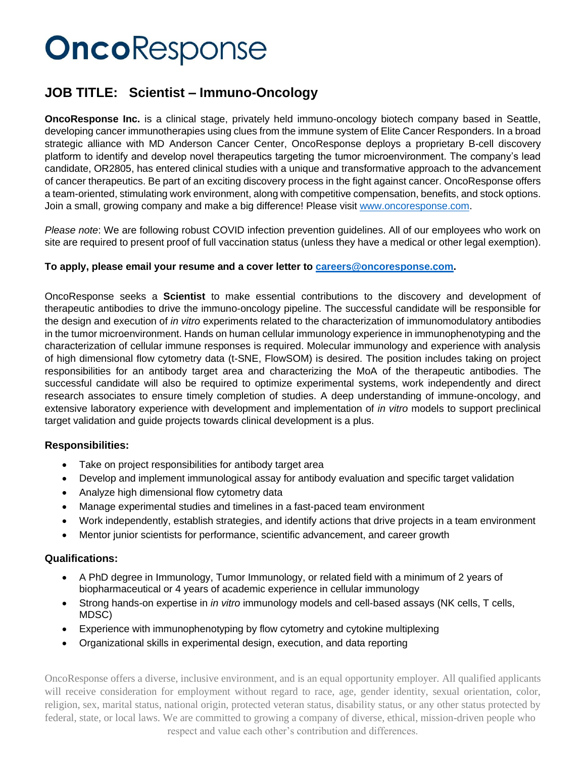# **Onco**Response

## JOB TITLE: Scientist – Immuno-Oncology

**OncoResponse Inc.** is a clinical stage, privately held immuno-oncology biotech company based in Seattle, developing cancer immunotherapies using clues from the immune system of Elite Cancer Responders. In a broad strategic alliance with MD Anderson Cancer Center, OncoResponse deploys a proprietary B-cell discovery platform to identify and develop novel therapeutics targeting the tumor microenvironment. The company's lead candidate, OR2805, has entered clinical studies with a unique and transformative approach to the advancement of cancer therapeutics. Be part of an exciting discovery process in the fight against cancer. OncoResponse offers a team-oriented, stimulating work environment, along with competitive compensation, benefits, and stock options. Join a small, growing company and make a big difference! Please visit [www.oncoresponse.com](http://www.oncoresponse.com).

*Please note*: We are following robust COVID infection prevention guidelines. All of our employees who work on site are required to present proof of full vaccination status (unless they have a medical or other legal exemption).

**To apply, please email your resume and a cover letter to [careers@oncoresponse.com](mailto:careers@oncoresponse.com).**

OncoResponse seeks a **Scientist** to make essential contributions to the discovery and development of therapeutic antibodies to drive the immuno-oncology pipeline. The successful candidate will be responsible for the design and execution of *in vitro* experiments related to the characterization of immunomodulatory antibodies in the tumor microenvironment. Hands on human cellular immunology experience in immunophenotyping and the characterization of cellular immune responses is required. Molecular immunology and experience with analysis of high dimensional flow cytometry data (t-SNE, FlowSOM) is desired. The position includes taking on project responsibilities for an antibody target area and characterizing the MoA of the therapeutic antibodies. The successful candidate will also be required to optimize experimental systems, work independently and direct research associates to ensure timely completion of studies. A deep understanding of immune-oncology, and extensive laboratory experience with development and implementation of *in vitro* models to support preclinical target validation and guide projects towards clinical development is a plus.

### Responsibilities:

- Take on project responsibilities for antibody target area
- Develop and implement immunological assay for antibody evaluation and specific target validation
- Analyze high dimensional flow cytometry data
- Manage experimental studies and timelines in a fast-paced team environment
- Work independently, establish strategies, and identify actions that drive projects in a team environment
- Mentor junior scientists for performance, scientific advancement, and career growth

### Qualifications:

- A PhD degree in Immunology, Tumor Immunology, or related field with a minimum of 2 years of biopharmaceutical or 4 years of academic experience in cellular immunology
- Strong hands-on expertise in *in vitro* immunology models and cell-based assays (NK cells, T cells, MDSC)
- Experience with immunophenotyping by flow cytometry and cytokine multiplexing
- Organizational skills in experimental design, execution, and data reporting

OncoResponse offers a diverse, inclusive environment, and is an equal opportunity employer. All qualified applicants will receive consideration for employment without regard to race, age, gender identity, sexual orientation, color, religion, sex, marital status, national origin, protected veteran status, disability status, or any other status protected by federal, state, or local laws. We are committed to growing a company of diverse, ethical, mission-driven people who respect and value each other's contribution and differences.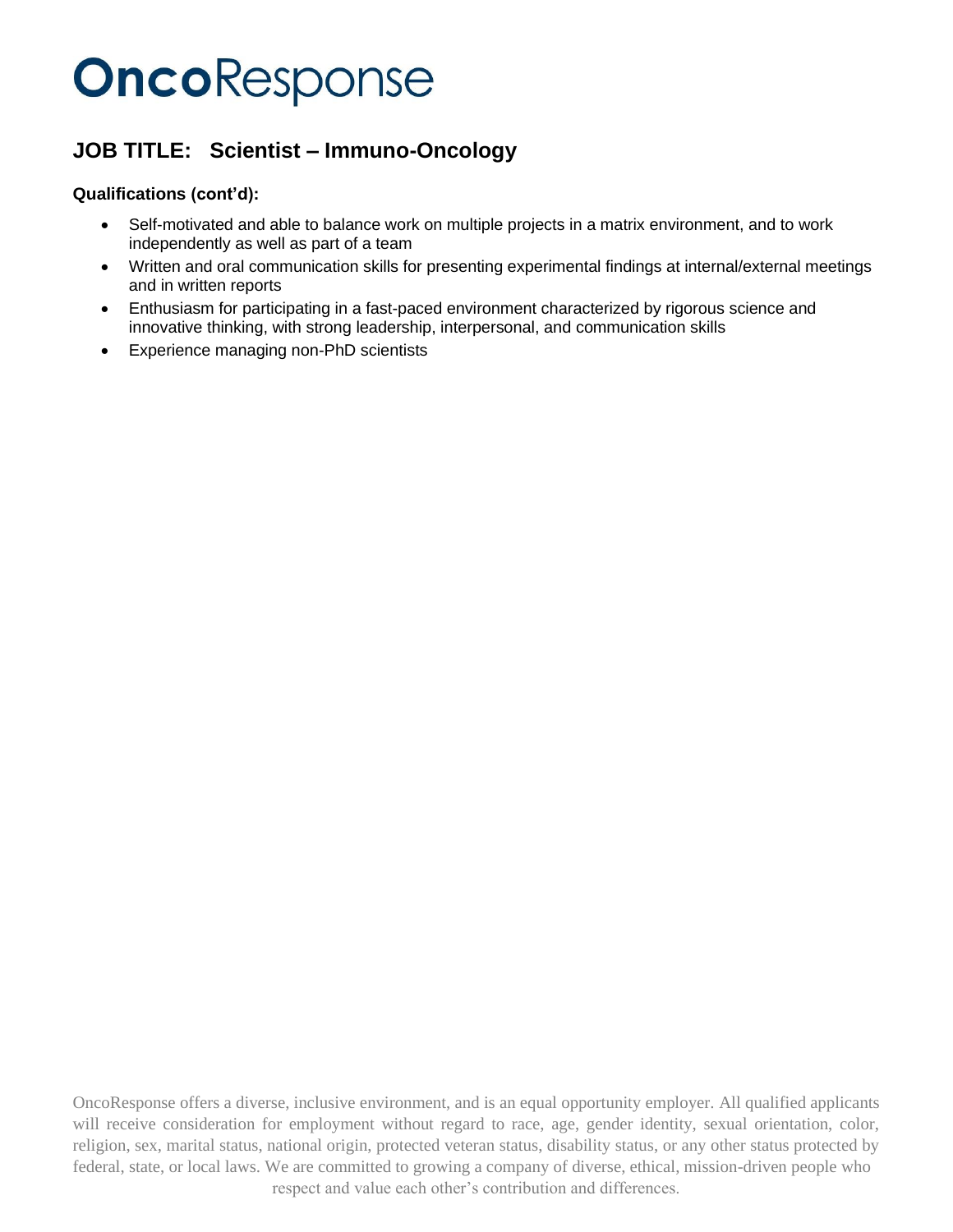# OncoResponse

## JOB TITLE: Scientist – Immuno-Oncology

**Qualifications (cont'd):**

- Self-motivated and able to balance work on multiple projects in a matrix environment, and to work independently as well as part of a team
- Written and oral communication skills for presenting experimental findings at internal/external meetings and in written reports
- Enthusiasm for participating in a fast-paced environment characterized by rigorous science and innovative thinking, with strong leadership, interpersonal, and communication skills
- Experience managing non-PhD scientists

OncoResponse offers a diverse, inclusive environment, and is an equal opportunity employer. All qualified applicants will receive consideration for employment without regard to race, age, gender identity, sexual orientation, color, religion, sex, marital status, national origin, protected veteran status, disability status, or any other status protected by federal, state, or local laws. We are committed to growing a company of diverse, ethical, mission-driven people who respect and value each other's contribution and differences.